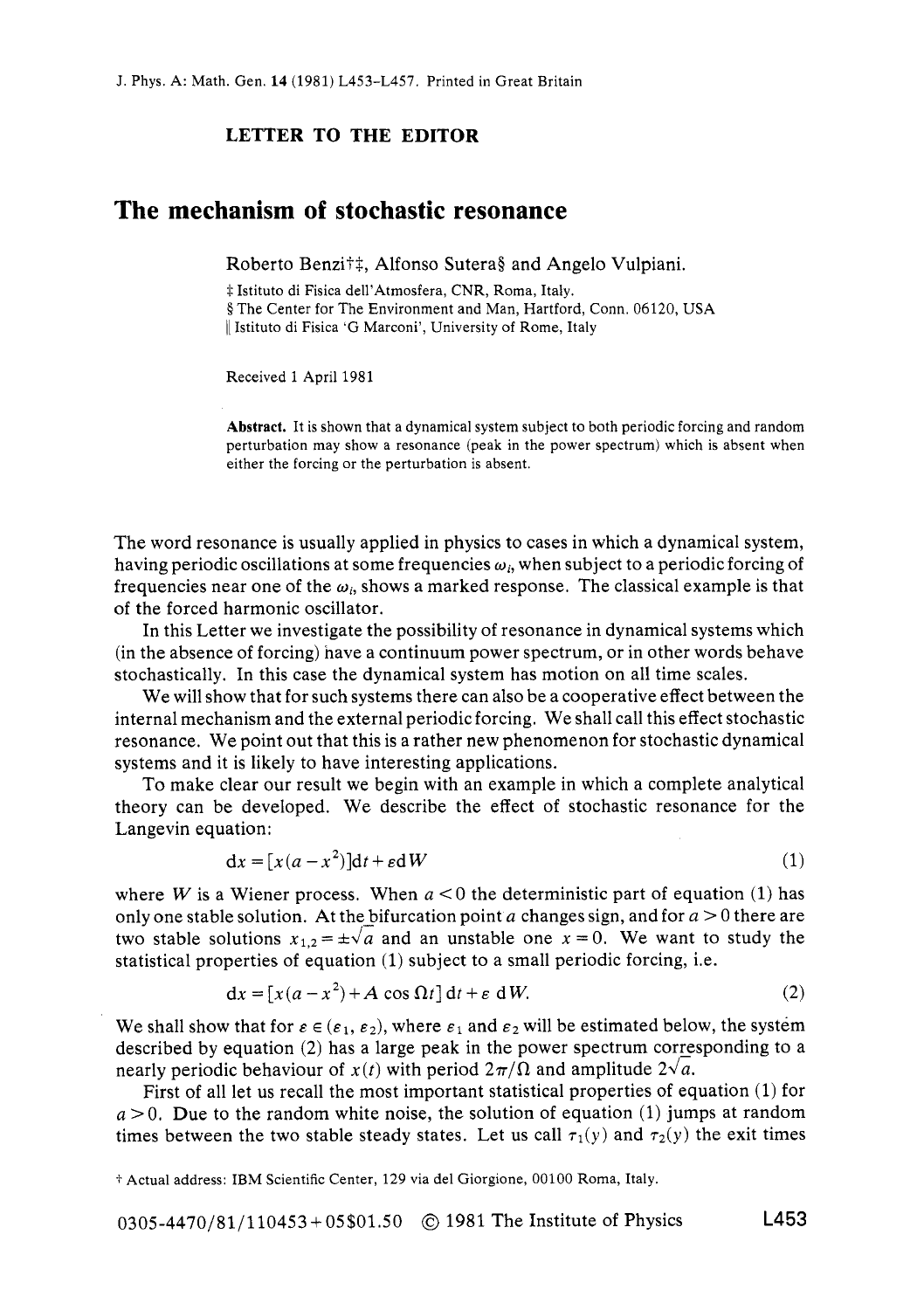**LETTER TO THE EDITOR**

# The mechanism of stochastic resonance

Roberto Benzi†‡, Alfonso Sutera§ and Angelo Vulpiani‖

‡ Istituto di Fisica dell'Atmosfera, CNR, Roma, Italy.
§ The Center for The Environment and Man, Hartford, Conn. 06120, USA
‖ Istituto di Fisica 'G Marconi', University of Rome, Italy

Received 1 April 1981

**Abstract.** It is shown that a dynamical system subject to both periodic forcing and random perturbation may show a resonance (peak in the power spectrum) which is absent when either the forcing or the perturbation is absent.

The word resonance is usually applied in physics to cases in which a dynamical system, having periodic oscillations at some frequencies $\omega_i$, when subject to a periodic forcing of frequencies near one of the $\omega_i$, shows a marked response. The classical example is that of the forced harmonic oscillator.

In this Letter we investigate the possibility of resonance in dynamical systems which (in the absence of forcing) have a continuum power spectrum, or in other words behave stochastically. In this case the dynamical system has motion on all time scales.

We will show that for such systems there can also be a cooperative effect between the internal mechanism and the external periodic forcing. We shall call this effect stochastic resonance. We point out that this is a rather new phenomenon for stochastic dynamical systems and it is likely to have interesting applications.

To make clear our result we begin with an example in which a complete analytical theory can be developed. We describe the effect of stochastic resonance for the Langevin equation:

$$dx = [x(a - x^2)]dt + \varepsilon dW \tag{1}$$

where $W$ is a Wiener process. When $a < 0$ the deterministic part of equation (1) has only one stable solution. At the bifurcation point $a$ changes sign, and for $a > 0$ there are two stable solutions $x_{1,2} = \pm\sqrt{a}$ and an unstable one $x = 0$. We want to study the statistical properties of equation (1) subject to a small periodic forcing, i.e.

$$dx = [x(a - x^2) + A \cos \Omega t]\, dt + \varepsilon \, dW. \tag{2}$$

We shall show that for $\varepsilon \in (\varepsilon_1, \varepsilon_2)$, where $\varepsilon_1$ and $\varepsilon_2$ will be estimated below, the system described by equation (2) has a large peak in the power spectrum corresponding to a nearly periodic behaviour of $x(t)$ with period $2\pi/\Omega$ and amplitude $2\sqrt{a}$.

First of all let us recall the most important statistical properties of equation (1) for $a > 0$. Due to the random white noise, the solution of equation (1) jumps at random times between the two stable steady states. Let us call $\tau_1(y)$ and $\tau_2(y)$ the exit times

† Actual address: IBM Scientific Center, 129 via del Giorgione, 00100 Roma, Italy.

0305-4470/81/110453+05$01.50 © 1981 The Institute of Physics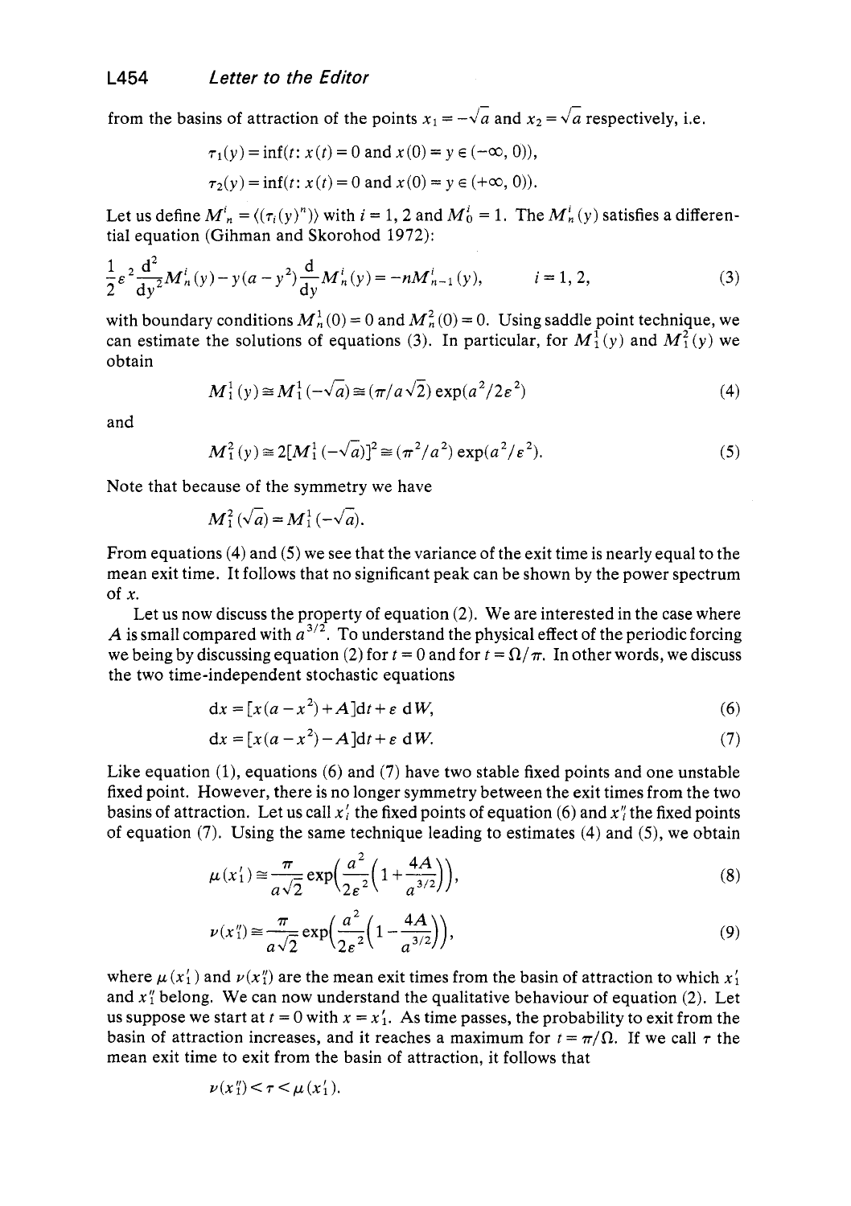from the basins of attraction of the points $x_1 = -\sqrt{a}$ and $x_2 = \sqrt{a}$ respectively, i.e.

$$\tau_1(y) = \inf(t\colon x(t) = 0 \text{ and } x(0) = y \in (-\infty, 0)),$$

$$\tau_2(y) = \inf(t\colon x(t) = 0 \text{ and } x(0) = y \in (+\infty, 0)).$$

Let us define $M^i_n = \langle(\tau_i(y)^n)\rangle$ with $i = 1, 2$ and $M^i_0 = 1$. The $M^i_n(y)$ satisfies a differential equation (Gihman and Skorohod 1972):

$$\frac{1}{2}\varepsilon^2 \frac{\mathrm{d}^2}{\mathrm{d}y^2} M^i_n(y) - y(a - y^2)\frac{\mathrm{d}}{\mathrm{d}y} M^i_n(y) = -nM^i_{n-1}(y), \qquad i = 1, 2, \tag{3}$$

with boundary conditions $M^1_n(0) = 0$ and $M^2_n(0) = 0$. Using saddle point technique, we can estimate the solutions of equations (3). In particular, for $M^1_1(y)$ and $M^2_1(y)$ we obtain

$$M^1_1(y) \cong M^1_1(-\sqrt{a}) \cong (\pi/a\sqrt{2}) \exp(a^2/2\varepsilon^2) \tag{4}$$

and

$$M^2_1(y) \cong 2[M^1_1(-\sqrt{a})]^2 \cong (\pi^2/a^2) \exp(a^2/\varepsilon^2). \tag{5}$$

Note that because of the symmetry we have

$$M^2_1(\sqrt{a}) = M^1_1(-\sqrt{a}).$$

From equations (4) and (5) we see that the variance of the exit time is nearly equal to the mean exit time. It follows that no significant peak can be shown by the power spectrum of $x$.

Let us now discuss the property of equation (2). We are interested in the case where $A$ is small compared with $a^{3/2}$. To understand the physical effect of the periodic forcing we being by discussing equation (2) for $t = 0$ and for $t = \Omega/\pi$. In other words, we discuss the two time-independent stochastic equations

$$\mathrm{d}x = [x(a - x^2) + A]\mathrm{d}t + \varepsilon\, \mathrm{d}W, \tag{6}$$

$$\mathrm{d}x = [x(a - x^2) - A]\mathrm{d}t + \varepsilon\, \mathrm{d}W. \tag{7}$$

Like equation (1), equations (6) and (7) have two stable fixed points and one unstable fixed point. However, there is no longer symmetry between the exit times from the two basins of attraction. Let us call $x'_i$ the fixed points of equation (6) and $x''_i$ the fixed points of equation (7). Using the same technique leading to estimates (4) and (5), we obtain

$$\mu(x'_1) \cong \frac{\pi}{a\sqrt{2}} \exp\left(\frac{a^2}{2\varepsilon^2}\left(1 + \frac{4A}{a^{3/2}}\right)\right), \tag{8}$$

$$\nu(x''_1) \cong \frac{\pi}{a\sqrt{2}} \exp\left(\frac{a^2}{2\varepsilon^2}\left(1 - \frac{4A}{a^{3/2}}\right)\right), \tag{9}$$

where $\mu(x'_1)$ and $\nu(x''_1)$ are the mean exit times from the basin of attraction to which $x'_1$ and $x''_1$ belong. We can now understand the qualitative behaviour of equation (2). Let us suppose we start at $t = 0$ with $x = x'_1$. As time passes, the probability to exit from the basin of attraction increases, and it reaches a maximum for $t = \pi/\Omega$. If we call $\tau$ the mean exit time to exit from the basin of attraction, it follows that

$$\nu(x''_1) < \tau < \mu(x'_1).$$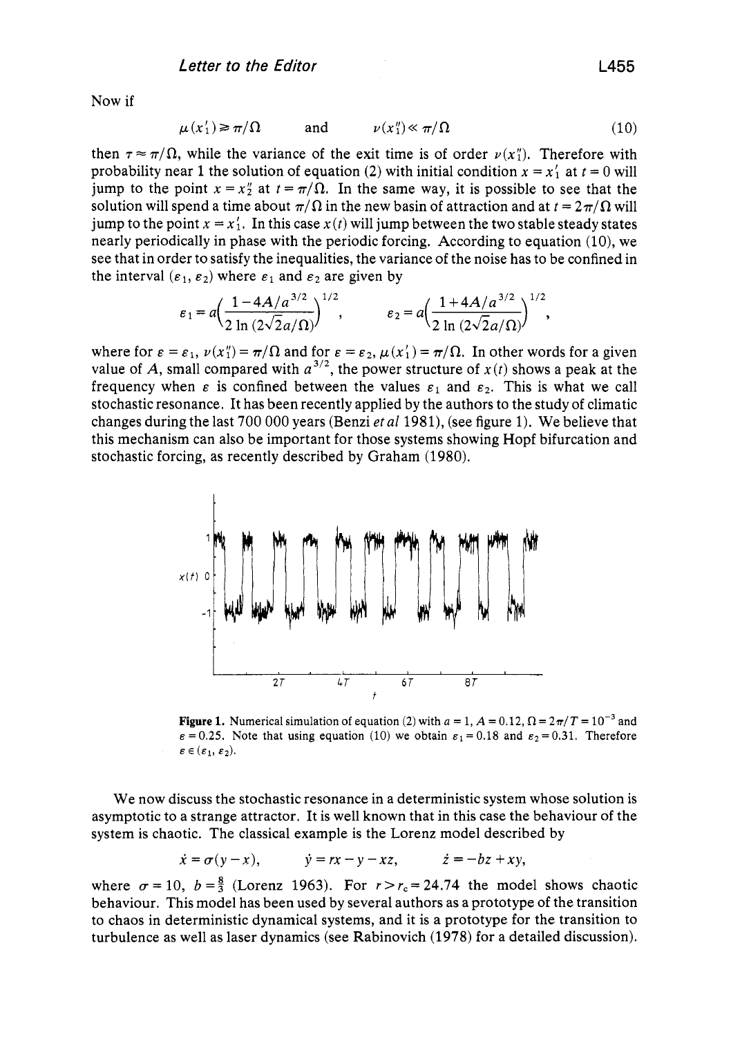Now if

$$\mu(x_1') \gtrsim \pi/\Omega \qquad \text{and} \qquad \nu(x_1'') \ll \pi/\Omega \tag{10}$$

then $\tau \approx \pi/\Omega$, while the variance of the exit time is of order $\nu(x_1'')$. Therefore with probability near 1 the solution of equation (2) with initial condition $x = x_1'$ at $t = 0$ will jump to the point $x = x_2''$ at $t = \pi/\Omega$. In the same way, it is possible to see that the solution will spend a time about $\pi/\Omega$ in the new basin of attraction and at $t = 2\pi/\Omega$ will jump to the point $x = x_1'$. In this case $x(t)$ will jump between the two stable steady states nearly periodically in phase with the periodic forcing. According to equation (10), we see that in order to satisfy the inequalities, the variance of the noise has to be confined in the interval $(\varepsilon_1, \varepsilon_2)$ where $\varepsilon_1$ and $\varepsilon_2$ are given by

$$\varepsilon_1 = a\left(\frac{1 - 4A/a^{3/2}}{2\ln(2\sqrt{2}a/\Omega)}\right)^{1/2}, \qquad \varepsilon_2 = a\left(\frac{1 + 4A/a^{3/2}}{2\ln(2\sqrt{2}a/\Omega)}\right)^{1/2},$$

where for $\varepsilon = \varepsilon_1$, $\nu(x_1'') = \pi/\Omega$ and for $\varepsilon = \varepsilon_2$, $\mu(x_1') = \pi/\Omega$. In other words for a given value of $A$, small compared with $a^{3/2}$, the power structure of $x(t)$ shows a peak at the frequency when $\varepsilon$ is confined between the values $\varepsilon_1$ and $\varepsilon_2$. This is what we call stochastic resonance. It has been recently applied by the authors to the study of climatic changes during the last 700 000 years (Benzi *et al* 1981), (see figure 1). We believe that this mechanism can also be important for those systems showing Hopf bifurcation and stochastic forcing, as recently described by Graham (1980).

**Figure 1.** Numerical simulation of equation (2) with $a = 1$, $A = 0.12$, $\Omega = 2\pi/T = 10^{-3}$ and $\varepsilon = 0.25$. Note that using equation (10) we obtain $\varepsilon_1 = 0.18$ and $\varepsilon_2 = 0.31$. Therefore $\varepsilon \in (\varepsilon_1, \varepsilon_2)$.

We now discuss the stochastic resonance in a deterministic system whose solution is asymptotic to a strange attractor. It is well known that in this case the behaviour of the system is chaotic. The classical example is the Lorenz model described by

$$\dot{x} = \sigma(y - x), \qquad \dot{y} = rx - y - xz, \qquad \dot{z} = -bz + xy,$$

where $\sigma = 10$, $b = \frac{8}{3}$ (Lorenz 1963). For $r > r_c = 24.74$ the model shows chaotic behaviour. This model has been used by several authors as a prototype of the transition to chaos in deterministic dynamical systems, and it is a prototype for the transition to turbulence as well as laser dynamics (see Rabinovich (1978) for a detailed discussion).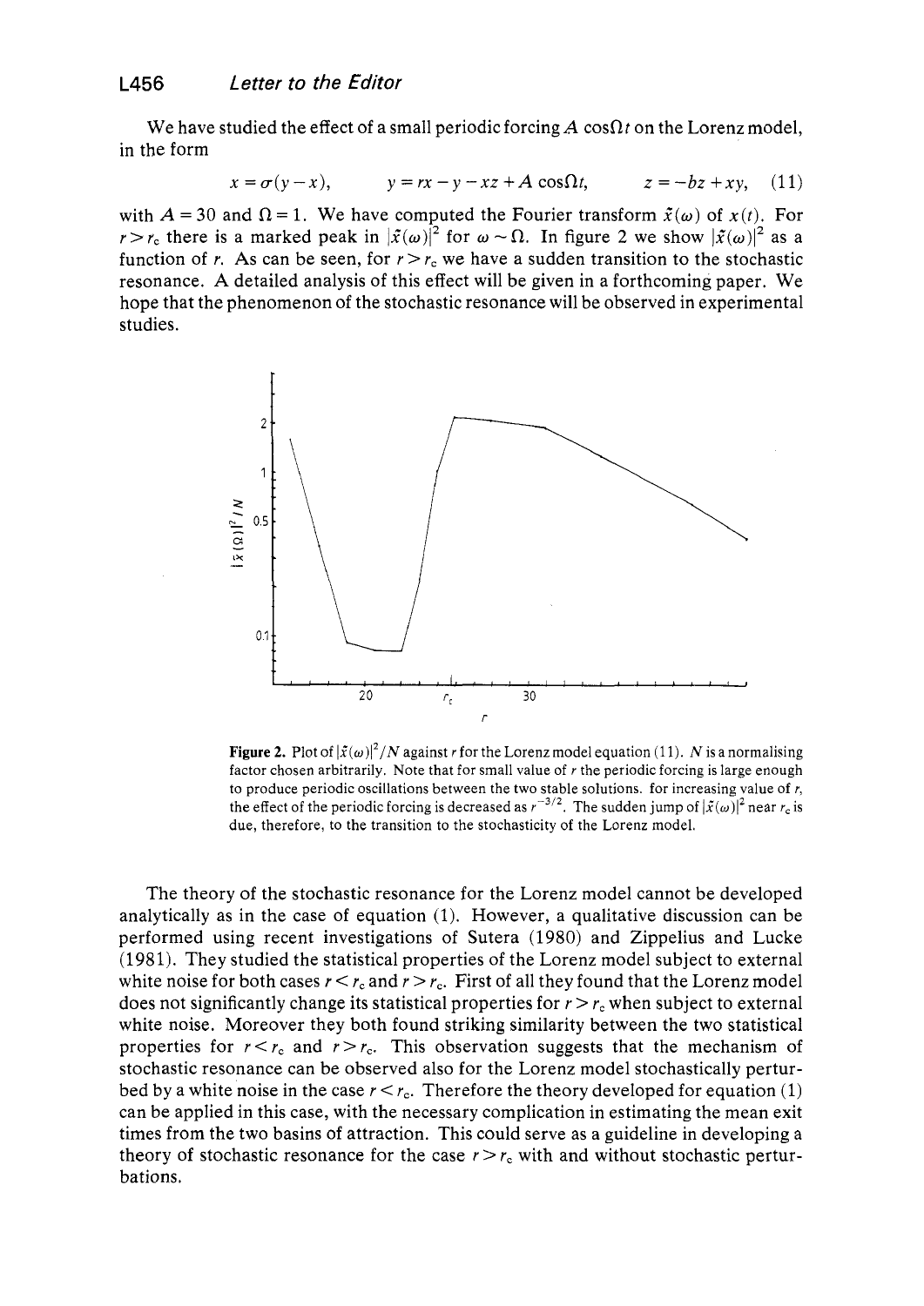We have studied the effect of a small periodic forcing $A \cos\Omega t$ on the Lorenz model, in the form

$$\dot{x} = \sigma(y-x), \qquad \dot{y} = rx - y - xz + A\cos\Omega t, \qquad \dot{z} = -bz + xy, \tag{11}$$

with $A = 30$ and $\Omega = 1$. We have computed the Fourier transform $\tilde{x}(\omega)$ of $x(t)$. For $r > r_c$ there is a marked peak in $|\tilde{x}(\omega)|^2$ for $\omega \sim \Omega$. In figure 2 we show $|\tilde{x}(\omega)|^2$ as a function of $r$. As can be seen, for $r > r_c$ we have a sudden transition to the stochastic resonance. A detailed analysis of this effect will be given in a forthcoming paper. We hope that the phenomenon of the stochastic resonance will be observed in experimental studies.

**Figure 2.** Plot of $|\tilde{x}(\omega)|^2/N$ against $r$ for the Lorenz model equation (11). $N$ is a normalising factor chosen arbitrarily. Note that for small value of $r$ the periodic forcing is large enough to produce periodic oscillations between the two stable solutions. for increasing value of $r$, the effect of the periodic forcing is decreased as $r^{-3/2}$. The sudden jump of $|\tilde{x}(\omega)|^2$ near $r_c$ is due, therefore, to the transition to the stochasticity of the Lorenz model.

The theory of the stochastic resonance for the Lorenz model cannot be developed analytically as in the case of equation (1). However, a qualitative discussion can be performed using recent investigations of Sutera (1980) and Zippelius and Lucke (1981). They studied the statistical properties of the Lorenz model subject to external white noise for both cases $r < r_c$ and $r > r_c$. First of all they found that the Lorenz model does not significantly change its statistical properties for $r > r_c$ when subject to external white noise. Moreover they both found striking similarity between the two statistical properties for $r < r_c$ and $r > r_c$. This observation suggests that the mechanism of stochastic resonance can be observed also for the Lorenz model stochastically perturbed by a white noise in the case $r < r_c$. Therefore the theory developed for equation (1) can be applied in this case, with the necessary complication in estimating the mean exit times from the two basins of attraction. This could serve as a guideline in developing a theory of stochastic resonance for the case $r > r_c$ with and without stochastic perturbations.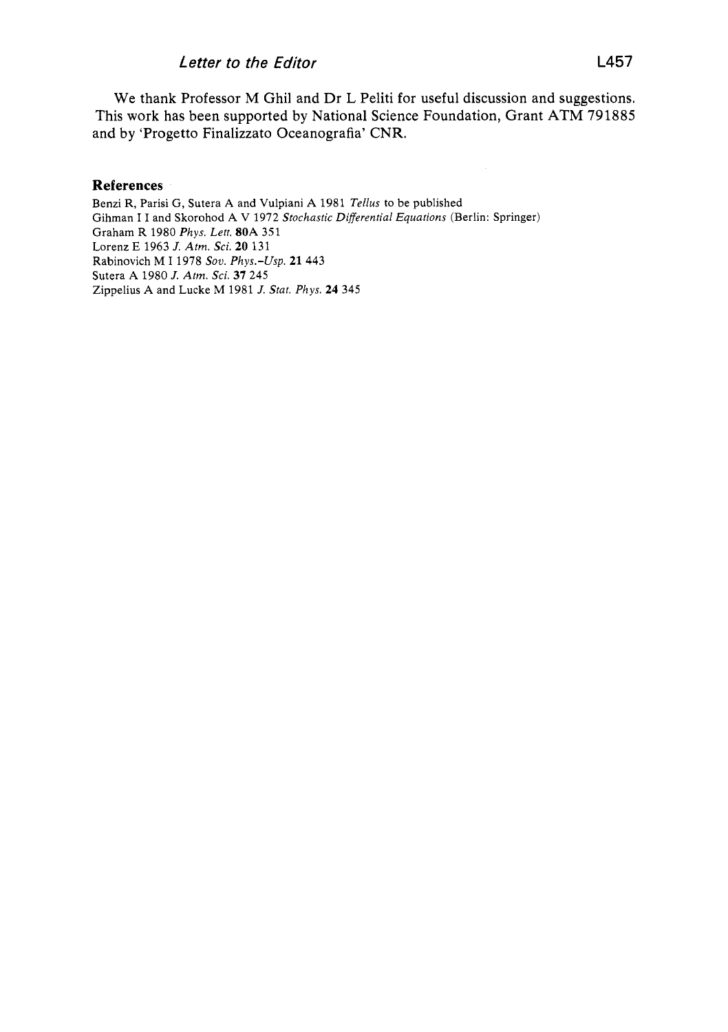We thank Professor M Ghil and Dr L Peliti for useful discussion and suggestions. This work has been supported by National Science Foundation, Grant ATM 791885 and by 'Progetto Finalizzato Oceanografia' CNR.

## References

Benzi R, Parisi G, Sutera A and Vulpiani A 1981 *Tellus* to be published
Gihman I I and Skorohod A V 1972 *Stochastic Differential Equations* (Berlin: Springer)
Graham R 1980 *Phys. Lett.* **80A** 351
Lorenz E 1963 *J. Atm. Sci.* **20** 131
Rabinovich M I 1978 *Sov. Phys.-Usp.* **21** 443
Sutera A 1980 *J. Atm. Sci.* **37** 245
Zippelius A and Lucke M 1981 *J. Stat. Phys.* **24** 345